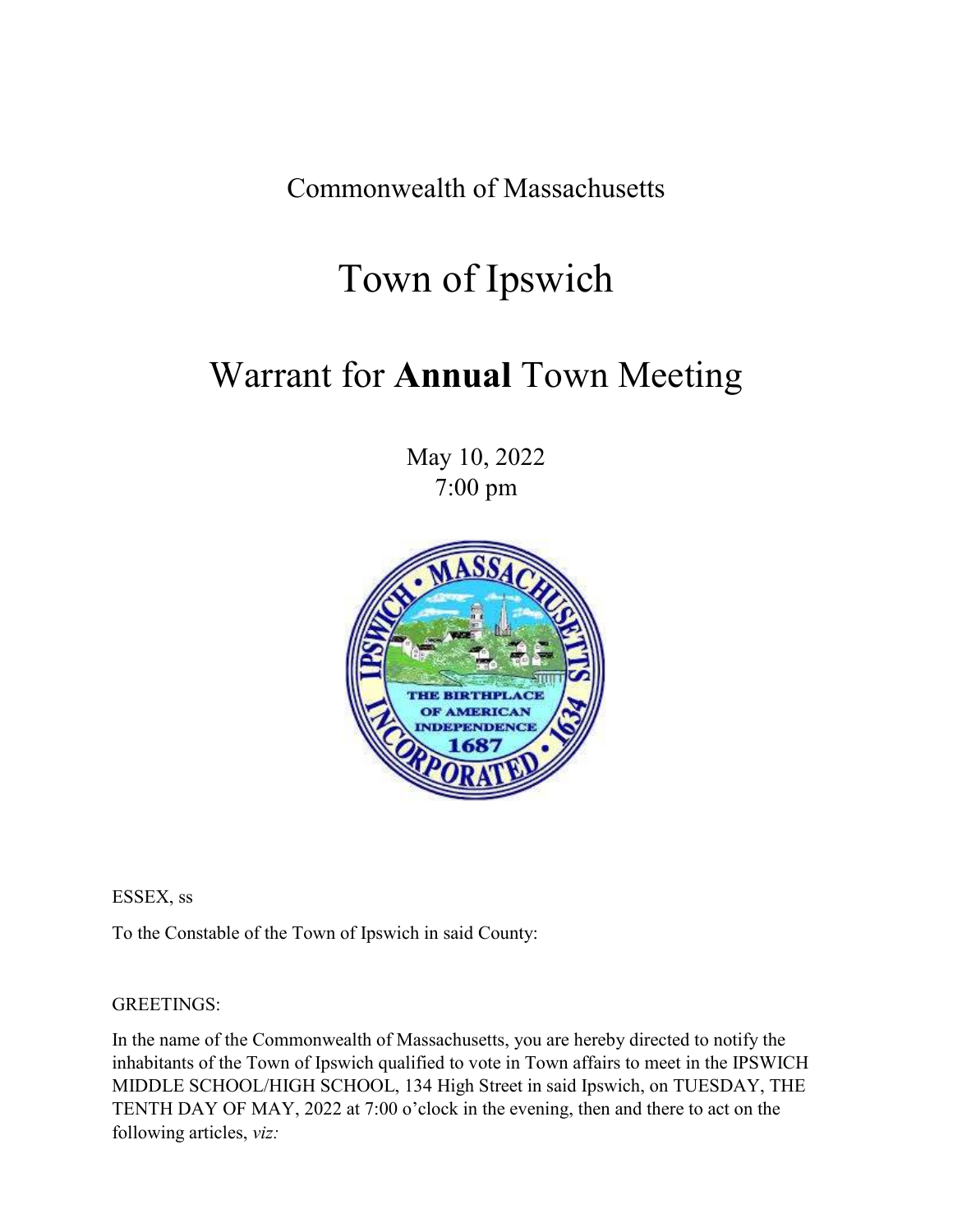Commonwealth of Massachusetts

# Town of Ipswich

# Warrant for **Annual** Town Meeting

May 10, 2022
7:00 pm

ESSEX, ss

To the Constable of the Town of Ipswich in said County:

GREETINGS:

In the name of the Commonwealth of Massachusetts, you are hereby directed to notify the inhabitants of the Town of Ipswich qualified to vote in Town affairs to meet in the IPSWICH MIDDLE SCHOOL/HIGH SCHOOL, 134 High Street in said Ipswich, on TUESDAY, THE TENTH DAY OF MAY, 2022 at 7:00 o'clock in the evening, then and there to act on the following articles, *viz:*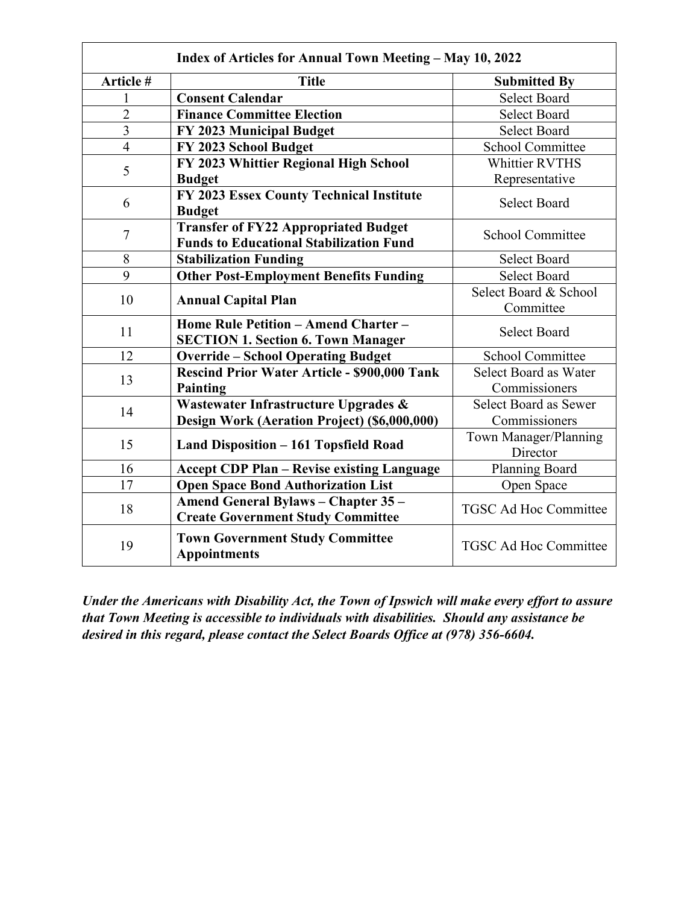| Index of Articles for Annual Town Meeting – May 10, 2022 | | |
|---|---|---|
| **Article #** | **Title** | **Submitted By** |
| 1 | **Consent Calendar** | Select Board |
| 2 | **Finance Committee Election** | Select Board |
| 3 | **FY 2023 Municipal Budget** | Select Board |
| 4 | **FY 2023 School Budget** | School Committee |
| 5 | **FY 2023 Whittier Regional High School Budget** | Whittier RVTHS Representative |
| 6 | **FY 2023 Essex County Technical Institute Budget** | Select Board |
| 7 | **Transfer of FY22 Appropriated Budget Funds to Educational Stabilization Fund** | School Committee |
| 8 | **Stabilization Funding** | Select Board |
| 9 | **Other Post-Employment Benefits Funding** | Select Board |
| 10 | **Annual Capital Plan** | Select Board & School Committee |
| 11 | **Home Rule Petition – Amend Charter – SECTION 1. Section 6. Town Manager** | Select Board |
| 12 | **Override – School Operating Budget** | School Committee |
| 13 | **Rescind Prior Water Article - $900,000 Tank Painting** | Select Board as Water Commissioners |
| 14 | **Wastewater Infrastructure Upgrades & Design Work (Aeration Project) ($6,000,000)** | Select Board as Sewer Commissioners |
| 15 | **Land Disposition – 161 Topsfield Road** | Town Manager/Planning Director |
| 16 | **Accept CDP Plan – Revise existing Language** | Planning Board |
| 17 | **Open Space Bond Authorization List** | Open Space |
| 18 | **Amend General Bylaws – Chapter 35 – Create Government Study Committee** | TGSC Ad Hoc Committee |
| 19 | **Town Government Study Committee Appointments** | TGSC Ad Hoc Committee |

***Under the Americans with Disability Act, the Town of Ipswich will make every effort to assure that Town Meeting is accessible to individuals with disabilities. Should any assistance be desired in this regard, please contact the Select Boards Office at (978) 356-6604.***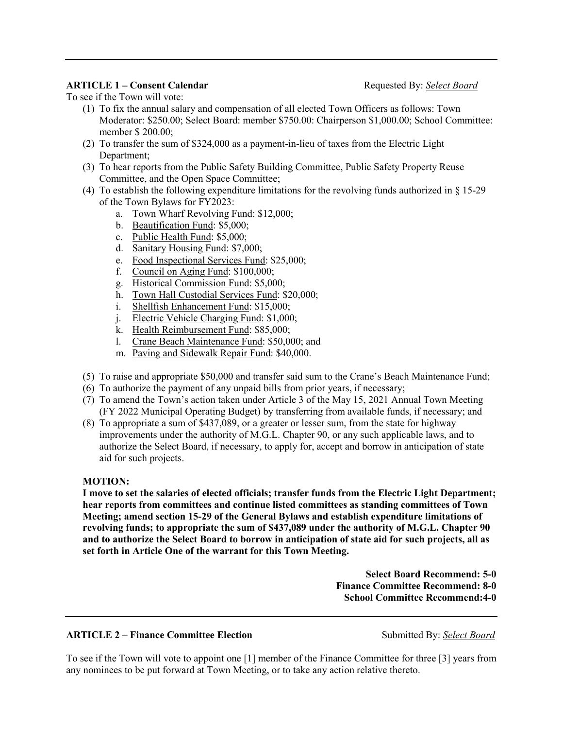**ARTICLE 1 – Consent Calendar** Requested By: *Select Board*

To see if the Town will vote:

1. To fix the annual salary and compensation of all elected Town Officers as follows: Town Moderator: $250.00; Select Board: member $750.00: Chairperson $1,000.00; School Committee: member $ 200.00;
2. To transfer the sum of $324,000 as a payment-in-lieu of taxes from the Electric Light Department;
3. To hear reports from the Public Safety Building Committee, Public Safety Property Reuse Committee, and the Open Space Committee;
4. To establish the following expenditure limitations for the revolving funds authorized in § 15-29 of the Town Bylaws for FY2023:
   a. Town Wharf Revolving Fund: $12,000;
   b. Beautification Fund: $5,000;
   c. Public Health Fund: $5,000;
   d. Sanitary Housing Fund: $7,000;
   e. Food Inspectional Services Fund: $25,000;
   f. Council on Aging Fund: $100,000;
   g. Historical Commission Fund: $5,000;
   h. Town Hall Custodial Services Fund: $20,000;
   i. Shellfish Enhancement Fund: $15,000;
   j. Electric Vehicle Charging Fund: $1,000;
   k. Health Reimbursement Fund: $85,000;
   l. Crane Beach Maintenance Fund: $50,000; and
   m. Paving and Sidewalk Repair Fund: $40,000.
5. To raise and appropriate $50,000 and transfer said sum to the Crane's Beach Maintenance Fund;
6. To authorize the payment of any unpaid bills from prior years, if necessary;
7. To amend the Town's action taken under Article 3 of the May 15, 2021 Annual Town Meeting (FY 2022 Municipal Operating Budget) by transferring from available funds, if necessary; and
8. To appropriate a sum of $437,089, or a greater or lesser sum, from the state for highway improvements under the authority of M.G.L. Chapter 90, or any such applicable laws, and to authorize the Select Board, if necessary, to apply for, accept and borrow in anticipation of state aid for such projects.

**MOTION:**

**I move to set the salaries of elected officials; transfer funds from the Electric Light Department; hear reports from committees and continue listed committees as standing committees of Town Meeting; amend section 15-29 of the General Bylaws and establish expenditure limitations of revolving funds; to appropriate the sum of $437,089 under the authority of M.G.L. Chapter 90 and to authorize the Select Board to borrow in anticipation of state aid for such projects, all as set forth in Article One of the warrant for this Town Meeting.**

**Select Board Recommend: 5-0**
**Finance Committee Recommend: 8-0**
**School Committee Recommend:4-0**

---

**ARTICLE 2 – Finance Committee Election** Submitted By: *Select Board*

To see if the Town will vote to appoint one [1] member of the Finance Committee for three [3] years from any nominees to be put forward at Town Meeting, or to take any action relative thereto.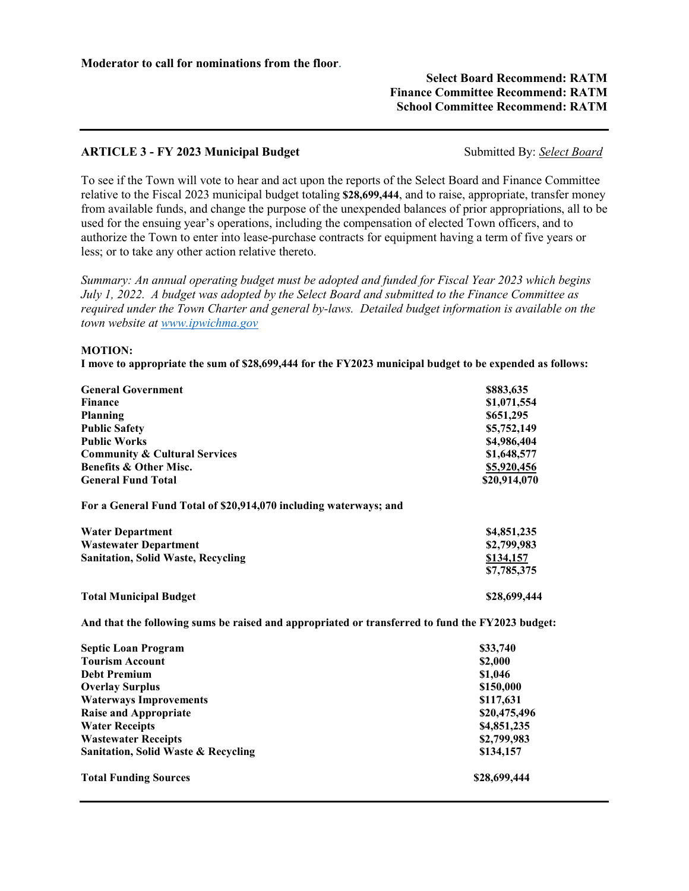**Moderator to call for nominations from the floor**.

**Select Board Recommend: RATM**
**Finance Committee Recommend: RATM**
**School Committee Recommend: RATM**

---

**ARTICLE 3 - FY 2023 Municipal Budget** Submitted By: *Select Board*

To see if the Town will vote to hear and act upon the reports of the Select Board and Finance Committee relative to the Fiscal 2023 municipal budget totaling **$28,699,444**, and to raise, appropriate, transfer money from available funds, and change the purpose of the unexpended balances of prior appropriations, all to be used for the ensuing year's operations, including the compensation of elected Town officers, and to authorize the Town to enter into lease-purchase contracts for equipment having a term of five years or less; or to take any other action relative thereto.

*Summary: An annual operating budget must be adopted and funded for Fiscal Year 2023 which begins July 1, 2022. A budget was adopted by the Select Board and submitted to the Finance Committee as required under the Town Charter and general by-laws. Detailed budget information is available on the town website at www.ipwichma.gov*

**MOTION:**
**I move to appropriate the sum of $28,699,444 for the FY2023 municipal budget to be expended as follows:**

| | |
|---|---|
| **General Government** | **$883,635** |
| **Finance** | **$1,071,554** |
| **Planning** | **$651,295** |
| **Public Safety** | **$5,752,149** |
| **Public Works** | **$4,986,404** |
| **Community & Cultural Services** | **$1,648,577** |
| **Benefits & Other Misc.** | **$5,920,456** |
| **General Fund Total** | **$20,914,070** |

**For a General Fund Total of $20,914,070 including waterways; and**

| | |
|---|---|
| **Water Department** | **$4,851,235** |
| **Wastewater Department** | **$2,799,983** |
| **Sanitation, Solid Waste, Recycling** | **$134,157** |
| | **$7,785,375** |
| **Total Municipal Budget** | **$28,699,444** |

**And that the following sums be raised and appropriated or transferred to fund the FY2023 budget:**

| | |
|---|---|
| **Septic Loan Program** | **$33,740** |
| **Tourism Account** | **$2,000** |
| **Debt Premium** | **$1,046** |
| **Overlay Surplus** | **$150,000** |
| **Waterways Improvements** | **$117,631** |
| **Raise and Appropriate** | **$20,475,496** |
| **Water Receipts** | **$4,851,235** |
| **Wastewater Receipts** | **$2,799,983** |
| **Sanitation, Solid Waste & Recycling** | **$134,157** |
| **Total Funding Sources** | **$28,699,444** |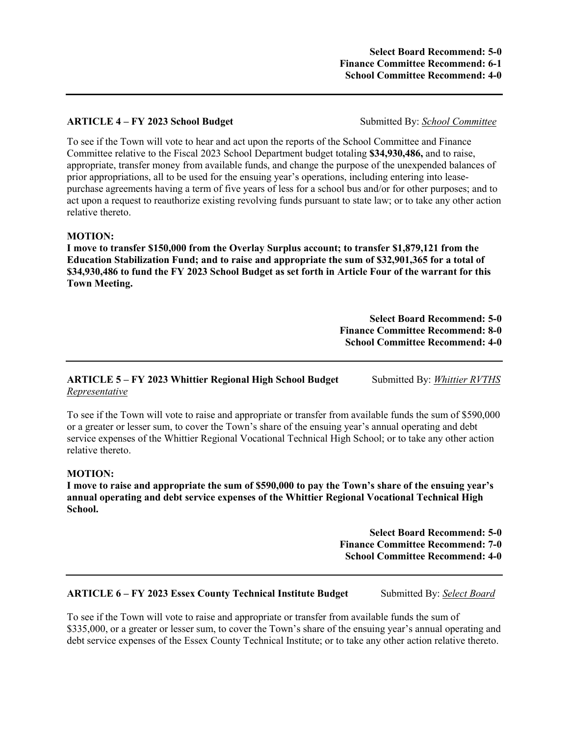**Select Board Recommend: 5-0**
**Finance Committee Recommend: 6-1**
**School Committee Recommend: 4-0**

---

**ARTICLE 4 – FY 2023 School Budget** Submitted By: *School Committee*

To see if the Town will vote to hear and act upon the reports of the School Committee and Finance Committee relative to the Fiscal 2023 School Department budget totaling **$34,930,486,** and to raise, appropriate, transfer money from available funds, and change the purpose of the unexpended balances of prior appropriations, all to be used for the ensuing year's operations, including entering into lease-purchase agreements having a term of five years of less for a school bus and/or for other purposes; and to act upon a request to reauthorize existing revolving funds pursuant to state law; or to take any other action relative thereto.

**MOTION:**
**I move to transfer $150,000 from the Overlay Surplus account; to transfer $1,879,121 from the Education Stabilization Fund; and to raise and appropriate the sum of $32,901,365 for a total of $34,930,486 to fund the FY 2023 School Budget as set forth in Article Four of the warrant for this Town Meeting.**

**Select Board Recommend: 5-0**
**Finance Committee Recommend: 8-0**
**School Committee Recommend: 4-0**

---

**ARTICLE 5 – FY 2023 Whittier Regional High School Budget** Submitted By: *Whittier RVTHS Representative*

To see if the Town will vote to raise and appropriate or transfer from available funds the sum of $590,000 or a greater or lesser sum, to cover the Town's share of the ensuing year's annual operating and debt service expenses of the Whittier Regional Vocational Technical High School; or to take any other action relative thereto.

**MOTION:**
**I move to raise and appropriate the sum of $590,000 to pay the Town's share of the ensuing year's annual operating and debt service expenses of the Whittier Regional Vocational Technical High School.**

**Select Board Recommend: 5-0**
**Finance Committee Recommend: 7-0**
**School Committee Recommend: 4-0**

---

**ARTICLE 6 – FY 2023 Essex County Technical Institute Budget** Submitted By: *Select Board*

To see if the Town will vote to raise and appropriate or transfer from available funds the sum of $335,000, or a greater or lesser sum, to cover the Town's share of the ensuing year's annual operating and debt service expenses of the Essex County Technical Institute; or to take any other action relative thereto.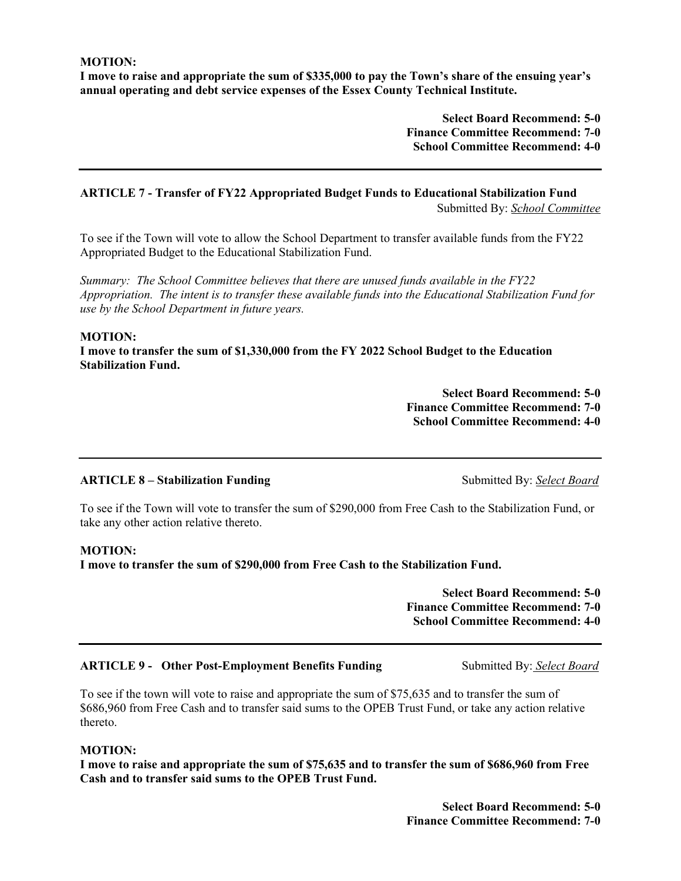**MOTION:**
**I move to raise and appropriate the sum of $335,000 to pay the Town's share of the ensuing year's annual operating and debt service expenses of the Essex County Technical Institute.**

**Select Board Recommend: 5-0**
**Finance Committee Recommend: 7-0**
**School Committee Recommend: 4-0**

---

**ARTICLE 7 - Transfer of FY22 Appropriated Budget Funds to Educational Stabilization Fund**
Submitted By: *School Committee*

To see if the Town will vote to allow the School Department to transfer available funds from the FY22 Appropriated Budget to the Educational Stabilization Fund.

*Summary: The School Committee believes that there are unused funds available in the FY22 Appropriation. The intent is to transfer these available funds into the Educational Stabilization Fund for use by the School Department in future years.*

**MOTION:**
**I move to transfer the sum of $1,330,000 from the FY 2022 School Budget to the Education Stabilization Fund.**

**Select Board Recommend: 5-0**
**Finance Committee Recommend: 7-0**
**School Committee Recommend: 4-0**

---

**ARTICLE 8 – Stabilization Funding** Submitted By: *Select Board*

To see if the Town will vote to transfer the sum of $290,000 from Free Cash to the Stabilization Fund, or take any other action relative thereto.

**MOTION:**
**I move to transfer the sum of $290,000 from Free Cash to the Stabilization Fund.**

**Select Board Recommend: 5-0**
**Finance Committee Recommend: 7-0**
**School Committee Recommend: 4-0**

---

**ARTICLE 9 - Other Post-Employment Benefits Funding** Submitted By: *Select Board*

To see if the town will vote to raise and appropriate the sum of $75,635 and to transfer the sum of $686,960 from Free Cash and to transfer said sums to the OPEB Trust Fund, or take any action relative thereto.

**MOTION:**
**I move to raise and appropriate the sum of $75,635 and to transfer the sum of $686,960 from Free Cash and to transfer said sums to the OPEB Trust Fund.**

**Select Board Recommend: 5-0**
**Finance Committee Recommend: 7-0**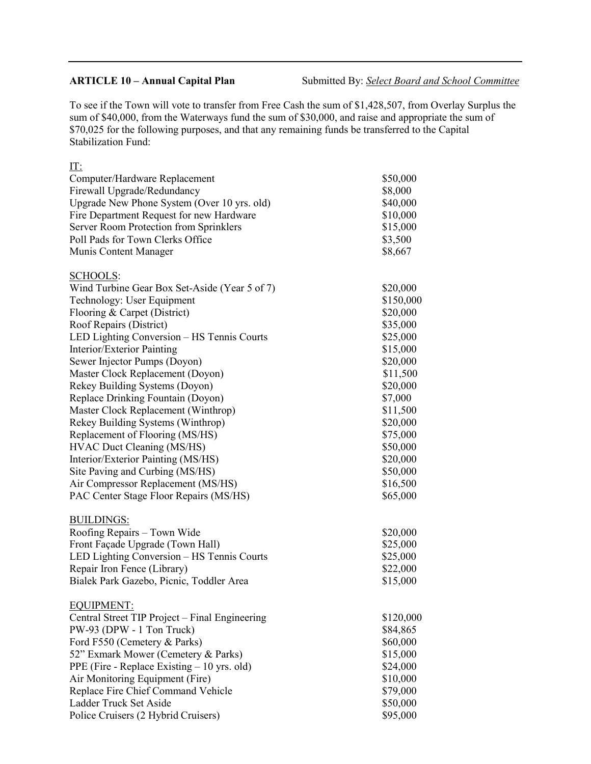**ARTICLE 10 – Annual Capital Plan** Submitted By: *Select Board and School Committee*

To see if the Town will vote to transfer from Free Cash the sum of $1,428,507, from Overlay Surplus the sum of $40,000, from the Waterways fund the sum of $30,000, and raise and appropriate the sum of $70,025 for the following purposes, and that any remaining funds be transferred to the Capital Stabilization Fund:

| | |
|---|---|
| IT: | |
| Computer/Hardware Replacement | $50,000 |
| Firewall Upgrade/Redundancy | $8,000 |
| Upgrade New Phone System (Over 10 yrs. old) | $40,000 |
| Fire Department Request for new Hardware | $10,000 |
| Server Room Protection from Sprinklers | $15,000 |
| Poll Pads for Town Clerks Office | $3,500 |
| Munis Content Manager | $8,667 |
| SCHOOLS: | |
| Wind Turbine Gear Box Set-Aside (Year 5 of 7) | $20,000 |
| Technology: User Equipment | $150,000 |
| Flooring & Carpet (District) | $20,000 |
| Roof Repairs (District) | $35,000 |
| LED Lighting Conversion – HS Tennis Courts | $25,000 |
| Interior/Exterior Painting | $15,000 |
| Sewer Injector Pumps (Doyon) | $20,000 |
| Master Clock Replacement (Doyon) | $11,500 |
| Rekey Building Systems (Doyon) | $20,000 |
| Replace Drinking Fountain (Doyon) | $7,000 |
| Master Clock Replacement (Winthrop) | $11,500 |
| Rekey Building Systems (Winthrop) | $20,000 |
| Replacement of Flooring (MS/HS) | $75,000 |
| HVAC Duct Cleaning (MS/HS) | $50,000 |
| Interior/Exterior Painting (MS/HS) | $20,000 |
| Site Paving and Curbing (MS/HS) | $50,000 |
| Air Compressor Replacement (MS/HS) | $16,500 |
| PAC Center Stage Floor Repairs (MS/HS) | $65,000 |
| BUILDINGS: | |
| Roofing Repairs – Town Wide | $20,000 |
| Front Façade Upgrade (Town Hall) | $25,000 |
| LED Lighting Conversion – HS Tennis Courts | $25,000 |
| Repair Iron Fence (Library) | $22,000 |
| Bialek Park Gazebo, Picnic, Toddler Area | $15,000 |
| EQUIPMENT: | |
| Central Street TIP Project – Final Engineering | $120,000 |
| PW-93 (DPW - 1 Ton Truck) | $84,865 |
| Ford F550 (Cemetery & Parks) | $60,000 |
| 52" Exmark Mower (Cemetery & Parks) | $15,000 |
| PPE (Fire - Replace Existing – 10 yrs. old) | $24,000 |
| Air Monitoring Equipment (Fire) | $10,000 |
| Replace Fire Chief Command Vehicle | $79,000 |
| Ladder Truck Set Aside | $50,000 |
| Police Cruisers (2 Hybrid Cruisers) | $95,000 |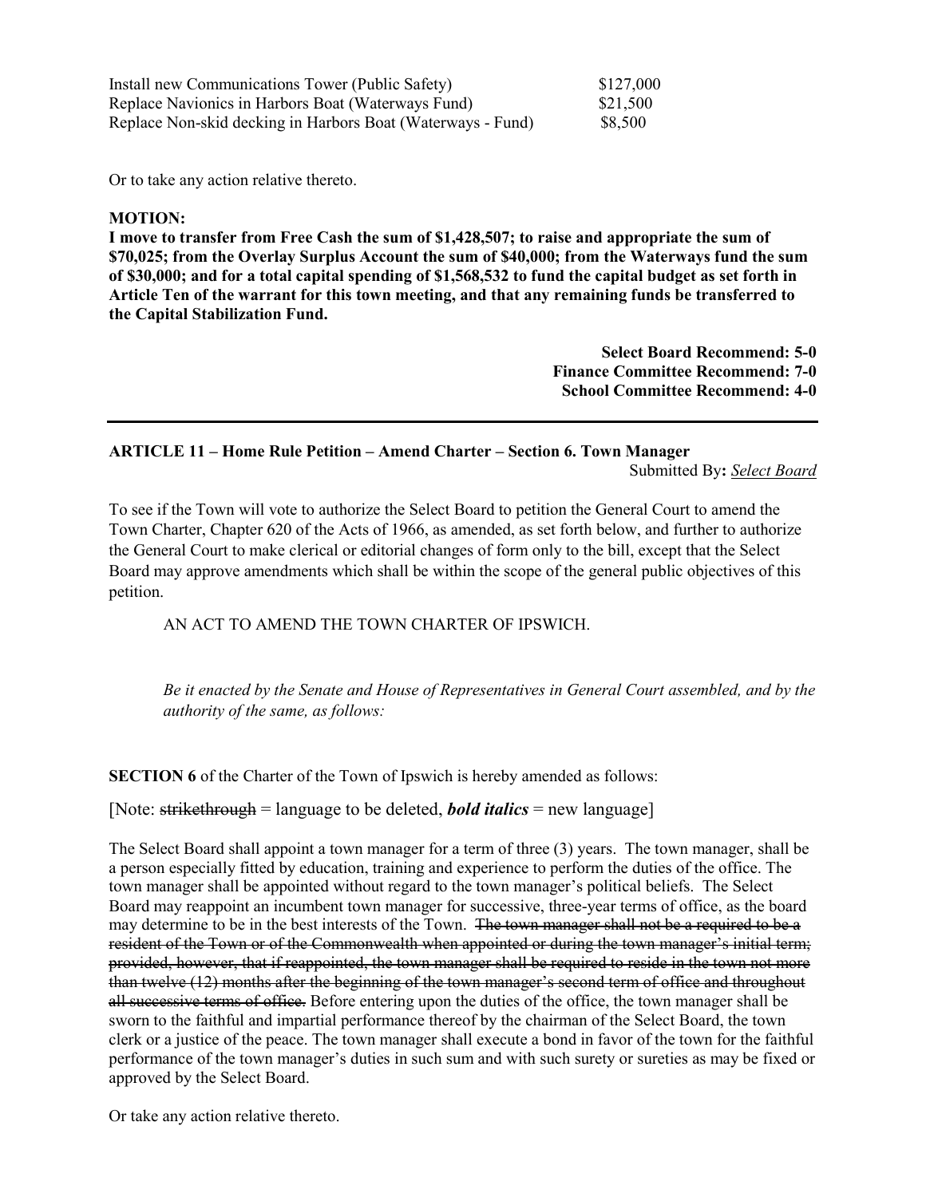| | |
|---|---|
| Install new Communications Tower (Public Safety) | $127,000 |
| Replace Navionics in Harbors Boat (Waterways Fund) | $21,500 |
| Replace Non-skid decking in Harbors Boat (Waterways - Fund) | $8,500 |

Or to take any action relative thereto.

**MOTION:**
**I move to transfer from Free Cash the sum of $1,428,507; to raise and appropriate the sum of $70,025; from the Overlay Surplus Account the sum of $40,000; from the Waterways fund the sum of $30,000; and for a total capital spending of $1,568,532 to fund the capital budget as set forth in Article Ten of the warrant for this town meeting, and that any remaining funds be transferred to the Capital Stabilization Fund.**

**Select Board Recommend: 5-0**
**Finance Committee Recommend: 7-0**
**School Committee Recommend: 4-0**

---

**ARTICLE 11 – Home Rule Petition – Amend Charter – Section 6. Town Manager**

Submitted By**:** *Select Board*

To see if the Town will vote to authorize the Select Board to petition the General Court to amend the Town Charter, Chapter 620 of the Acts of 1966, as amended, as set forth below, and further to authorize the General Court to make clerical or editorial changes of form only to the bill, except that the Select Board may approve amendments which shall be within the scope of the general public objectives of this petition.

AN ACT TO AMEND THE TOWN CHARTER OF IPSWICH.

*Be it enacted by the Senate and House of Representatives in General Court assembled, and by the authority of the same, as follows:*

**SECTION 6** of the Charter of the Town of Ipswich is hereby amended as follows:

[Note: ~~strikethrough~~ = language to be deleted, ***bold italics*** = new language]

The Select Board shall appoint a town manager for a term of three (3) years. The town manager, shall be a person especially fitted by education, training and experience to perform the duties of the office. The town manager shall be appointed without regard to the town manager's political beliefs. The Select Board may reappoint an incumbent town manager for successive, three-year terms of office, as the board may determine to be in the best interests of the Town. ~~The town manager shall not be a required to be a resident of the Town or of the Commonwealth when appointed or during the town manager's initial term; provided, however, that if reappointed, the town manager shall be required to reside in the town not more than twelve (12) months after the beginning of the town manager's second term of office and throughout all successive terms of office.~~ Before entering upon the duties of the office, the town manager shall be sworn to the faithful and impartial performance thereof by the chairman of the Select Board, the town clerk or a justice of the peace. The town manager shall execute a bond in favor of the town for the faithful performance of the town manager's duties in such sum and with such surety or sureties as may be fixed or approved by the Select Board.

Or take any action relative thereto.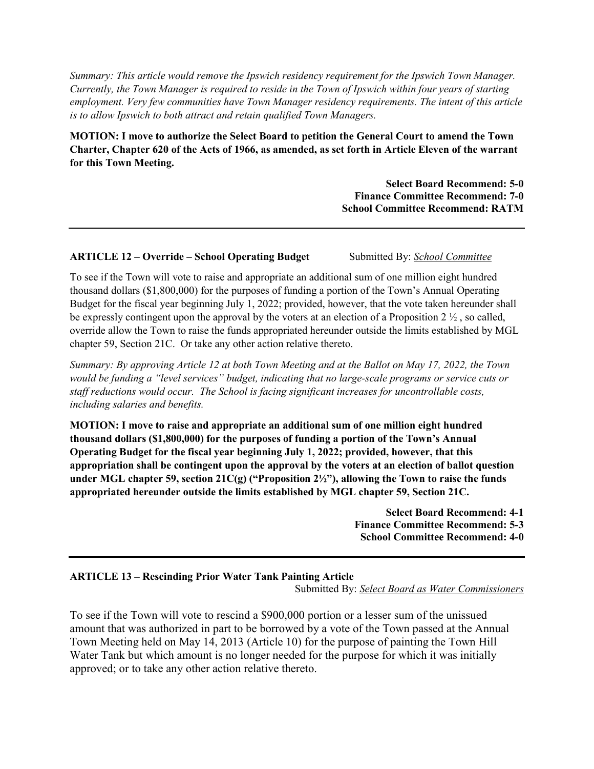*Summary: This article would remove the Ipswich residency requirement for the Ipswich Town Manager. Currently, the Town Manager is required to reside in the Town of Ipswich within four years of starting employment. Very few communities have Town Manager residency requirements. The intent of this article is to allow Ipswich to both attract and retain qualified Town Managers.*

**MOTION: I move to authorize the Select Board to petition the General Court to amend the Town Charter, Chapter 620 of the Acts of 1966, as amended, as set forth in Article Eleven of the warrant for this Town Meeting.**

**Select Board Recommend: 5-0**
**Finance Committee Recommend: 7-0**
**School Committee Recommend: RATM**

---

**ARTICLE 12 – Override – School Operating Budget** Submitted By: *School Committee*

To see if the Town will vote to raise and appropriate an additional sum of one million eight hundred thousand dollars ($1,800,000) for the purposes of funding a portion of the Town's Annual Operating Budget for the fiscal year beginning July 1, 2022; provided, however, that the vote taken hereunder shall be expressly contingent upon the approval by the voters at an election of a Proposition 2 ½ , so called, override allow the Town to raise the funds appropriated hereunder outside the limits established by MGL chapter 59, Section 21C. Or take any other action relative thereto.

*Summary: By approving Article 12 at both Town Meeting and at the Ballot on May 17, 2022, the Town would be funding a "level services" budget, indicating that no large-scale programs or service cuts or staff reductions would occur. The School is facing significant increases for uncontrollable costs, including salaries and benefits.*

**MOTION: I move to raise and appropriate an additional sum of one million eight hundred thousand dollars ($1,800,000) for the purposes of funding a portion of the Town's Annual Operating Budget for the fiscal year beginning July 1, 2022; provided, however, that this appropriation shall be contingent upon the approval by the voters at an election of ballot question under MGL chapter 59, section 21C(g) ("Proposition 2½"), allowing the Town to raise the funds appropriated hereunder outside the limits established by MGL chapter 59, Section 21C.**

**Select Board Recommend: 4-1**
**Finance Committee Recommend: 5-3**
**School Committee Recommend: 4-0**

---

**ARTICLE 13 – Rescinding Prior Water Tank Painting Article**
Submitted By: *Select Board as Water Commissioners*

To see if the Town will vote to rescind a $900,000 portion or a lesser sum of the unissued amount that was authorized in part to be borrowed by a vote of the Town passed at the Annual Town Meeting held on May 14, 2013 (Article 10) for the purpose of painting the Town Hill Water Tank but which amount is no longer needed for the purpose for which it was initially approved; or to take any other action relative thereto.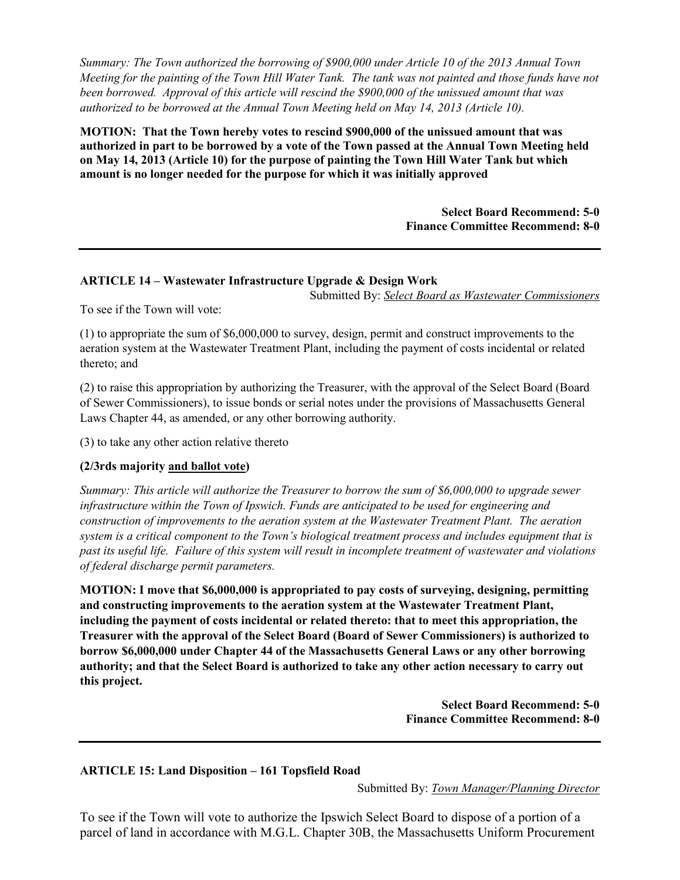*Summary: The Town authorized the borrowing of $900,000 under Article 10 of the 2013 Annual Town Meeting for the painting of the Town Hill Water Tank. The tank was not painted and those funds have not been borrowed. Approval of this article will rescind the $900,000 of the unissued amount that was authorized to be borrowed at the Annual Town Meeting held on May 14, 2013 (Article 10).*

**MOTION: That the Town hereby votes to rescind $900,000 of the unissued amount that was authorized in part to be borrowed by a vote of the Town passed at the Annual Town Meeting held on May 14, 2013 (Article 10) for the purpose of painting the Town Hill Water Tank but which amount is no longer needed for the purpose for which it was initially approved**

**Select Board Recommend: 5-0**
**Finance Committee Recommend: 8-0**

---

### ARTICLE 14 – Wastewater Infrastructure Upgrade & Design Work

Submitted By: *Select Board as Wastewater Commissioners*

To see if the Town will vote:

(1) to appropriate the sum of $6,000,000 to survey, design, permit and construct improvements to the aeration system at the Wastewater Treatment Plant, including the payment of costs incidental or related thereto; and

(2) to raise this appropriation by authorizing the Treasurer, with the approval of the Select Board (Board of Sewer Commissioners), to issue bonds or serial notes under the provisions of Massachusetts General Laws Chapter 44, as amended, or any other borrowing authority.

(3) to take any other action relative thereto

**(2/3rds majority and ballot vote)**

*Summary: This article will authorize the Treasurer to borrow the sum of $6,000,000 to upgrade sewer infrastructure within the Town of Ipswich. Funds are anticipated to be used for engineering and construction of improvements to the aeration system at the Wastewater Treatment Plant. The aeration system is a critical component to the Town's biological treatment process and includes equipment that is past its useful life. Failure of this system will result in incomplete treatment of wastewater and violations of federal discharge permit parameters.*

**MOTION: I move that $6,000,000 is appropriated to pay costs of surveying, designing, permitting and constructing improvements to the aeration system at the Wastewater Treatment Plant, including the payment of costs incidental or related thereto: that to meet this appropriation, the Treasurer with the approval of the Select Board (Board of Sewer Commissioners) is authorized to borrow $6,000,000 under Chapter 44 of the Massachusetts General Laws or any other borrowing authority; and that the Select Board is authorized to take any other action necessary to carry out this project.**

**Select Board Recommend: 5-0**
**Finance Committee Recommend: 8-0**

---

### ARTICLE 15: Land Disposition – 161 Topsfield Road

Submitted By: *Town Manager/Planning Director*

To see if the Town will vote to authorize the Ipswich Select Board to dispose of a portion of a parcel of land in accordance with M.G.L. Chapter 30B, the Massachusetts Uniform Procurement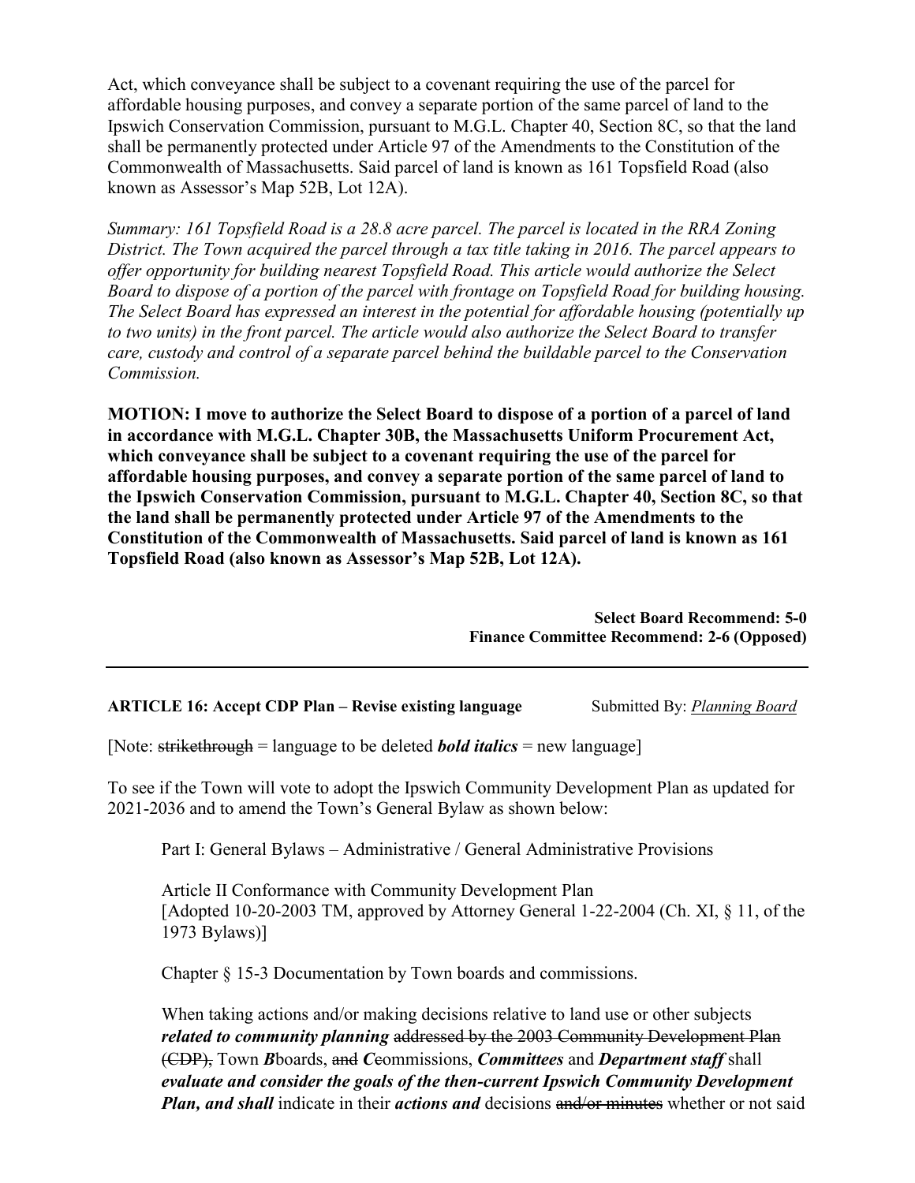Act, which conveyance shall be subject to a covenant requiring the use of the parcel for affordable housing purposes, and convey a separate portion of the same parcel of land to the Ipswich Conservation Commission, pursuant to M.G.L. Chapter 40, Section 8C, so that the land shall be permanently protected under Article 97 of the Amendments to the Constitution of the Commonwealth of Massachusetts. Said parcel of land is known as 161 Topsfield Road (also known as Assessor's Map 52B, Lot 12A).

*Summary: 161 Topsfield Road is a 28.8 acre parcel. The parcel is located in the RRA Zoning District. The Town acquired the parcel through a tax title taking in 2016. The parcel appears to offer opportunity for building nearest Topsfield Road. This article would authorize the Select Board to dispose of a portion of the parcel with frontage on Topsfield Road for building housing. The Select Board has expressed an interest in the potential for affordable housing (potentially up to two units) in the front parcel. The article would also authorize the Select Board to transfer care, custody and control of a separate parcel behind the buildable parcel to the Conservation Commission.*

**MOTION: I move to authorize the Select Board to dispose of a portion of a parcel of land in accordance with M.G.L. Chapter 30B, the Massachusetts Uniform Procurement Act, which conveyance shall be subject to a covenant requiring the use of the parcel for affordable housing purposes, and convey a separate portion of the same parcel of land to the Ipswich Conservation Commission, pursuant to M.G.L. Chapter 40, Section 8C, so that the land shall be permanently protected under Article 97 of the Amendments to the Constitution of the Commonwealth of Massachusetts. Said parcel of land is known as 161 Topsfield Road (also known as Assessor's Map 52B, Lot 12A).**

**Select Board Recommend: 5-0**
**Finance Committee Recommend: 2-6 (Opposed)**

---

**ARTICLE 16: Accept CDP Plan – Revise existing language** Submitted By: *Planning Board*

[Note: ~~strikethrough~~ = language to be deleted ***bold italics*** = new language]

To see if the Town will vote to adopt the Ipswich Community Development Plan as updated for 2021-2036 and to amend the Town's General Bylaw as shown below:

Part I: General Bylaws – Administrative / General Administrative Provisions

Article II Conformance with Community Development Plan
[Adopted 10-20-2003 TM, approved by Attorney General 1-22-2004 (Ch. XI, § 11, of the 1973 Bylaws)]

Chapter § 15-3 Documentation by Town boards and commissions.

When taking actions and/or making decisions relative to land use or other subjects ***related to community planning*** ~~addressed by the 2003 Community Development Plan (CDP),~~ Town ***B***~~b~~oards, ~~and~~ ***C***~~c~~ommissions, ***Committees*** and ***Department staff*** shall ***evaluate and consider the goals of the then-current Ipswich Community Development Plan, and shall*** indicate in their ***actions and*** decisions ~~and/or minutes~~ whether or not said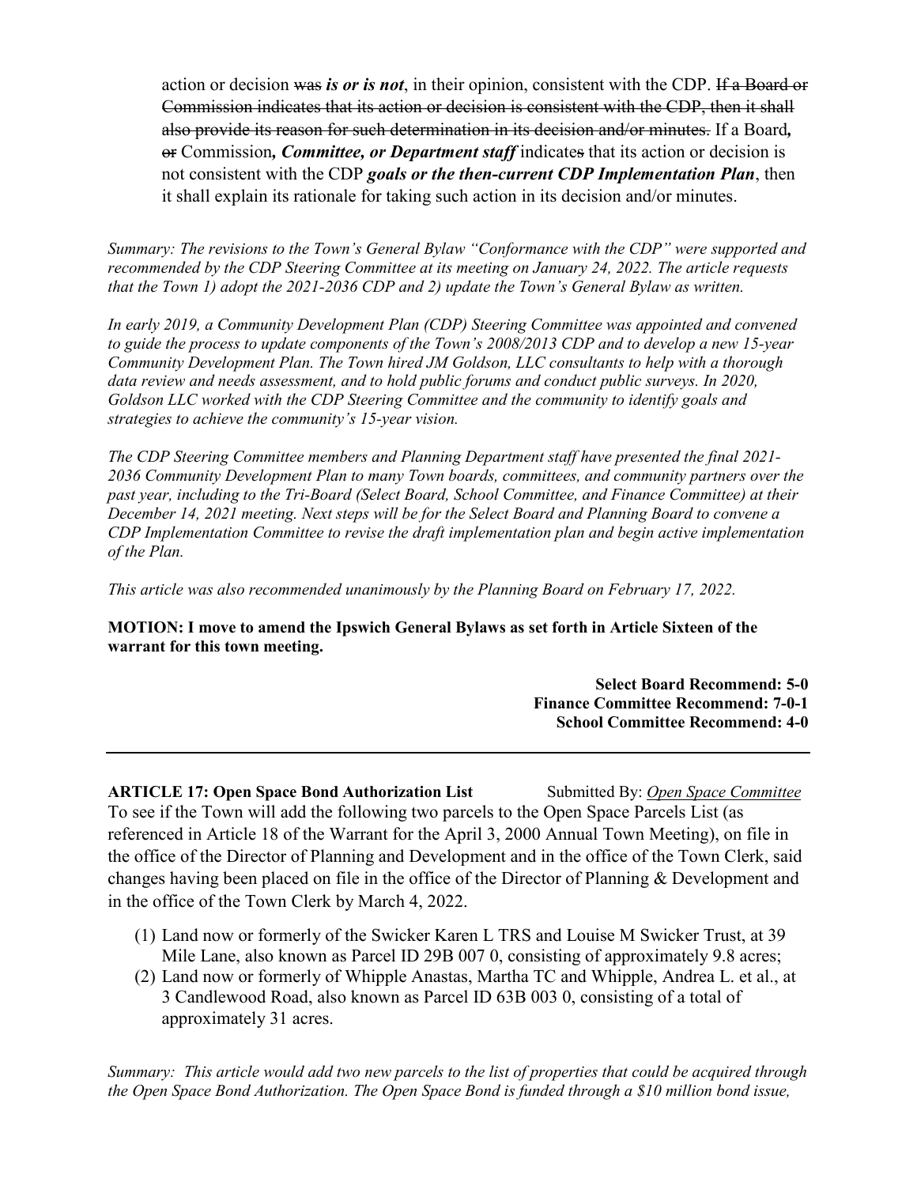action or decision ~~was~~ ***is or is not***, in their opinion, consistent with the CDP. ~~If a Board or Commission indicates that its action or decision is consistent with the CDP, then it shall also provide its reason for such determination in its decision and/or minutes.~~ If a Board***,*** ~~or~~ Commission***, Committee, or Department staff*** indicate~~s~~ that its action or decision is not consistent with the CDP ***goals or the then-current CDP Implementation Plan***, then it shall explain its rationale for taking such action in its decision and/or minutes.

*Summary: The revisions to the Town's General Bylaw "Conformance with the CDP" were supported and recommended by the CDP Steering Committee at its meeting on January 24, 2022. The article requests that the Town 1) adopt the 2021-2036 CDP and 2) update the Town's General Bylaw as written.*

*In early 2019, a Community Development Plan (CDP) Steering Committee was appointed and convened to guide the process to update components of the Town's 2008/2013 CDP and to develop a new 15-year Community Development Plan. The Town hired JM Goldson, LLC consultants to help with a thorough data review and needs assessment, and to hold public forums and conduct public surveys. In 2020, Goldson LLC worked with the CDP Steering Committee and the community to identify goals and strategies to achieve the community's 15-year vision.*

*The CDP Steering Committee members and Planning Department staff have presented the final 2021-2036 Community Development Plan to many Town boards, committees, and community partners over the past year, including to the Tri-Board (Select Board, School Committee, and Finance Committee) at their December 14, 2021 meeting. Next steps will be for the Select Board and Planning Board to convene a CDP Implementation Committee to revise the draft implementation plan and begin active implementation of the Plan.*

*This article was also recommended unanimously by the Planning Board on February 17, 2022.*

**MOTION: I move to amend the Ipswich General Bylaws as set forth in Article Sixteen of the warrant for this town meeting.**

**Select Board Recommend: 5-0**
**Finance Committee Recommend: 7-0-1**
**School Committee Recommend: 4-0**

---

**ARTICLE 17: Open Space Bond Authorization List** Submitted By: *Open Space Committee*

To see if the Town will add the following two parcels to the Open Space Parcels List (as referenced in Article 18 of the Warrant for the April 3, 2000 Annual Town Meeting), on file in the office of the Director of Planning and Development and in the office of the Town Clerk, said changes having been placed on file in the office of the Director of Planning & Development and in the office of the Town Clerk by March 4, 2022.

(1) Land now or formerly of the Swicker Karen L TRS and Louise M Swicker Trust, at 39 Mile Lane, also known as Parcel ID 29B 007 0, consisting of approximately 9.8 acres;
(2) Land now or formerly of Whipple Anastas, Martha TC and Whipple, Andrea L. et al., at 3 Candlewood Road, also known as Parcel ID 63B 003 0, consisting of a total of approximately 31 acres.

*Summary: This article would add two new parcels to the list of properties that could be acquired through the Open Space Bond Authorization. The Open Space Bond is funded through a $10 million bond issue,*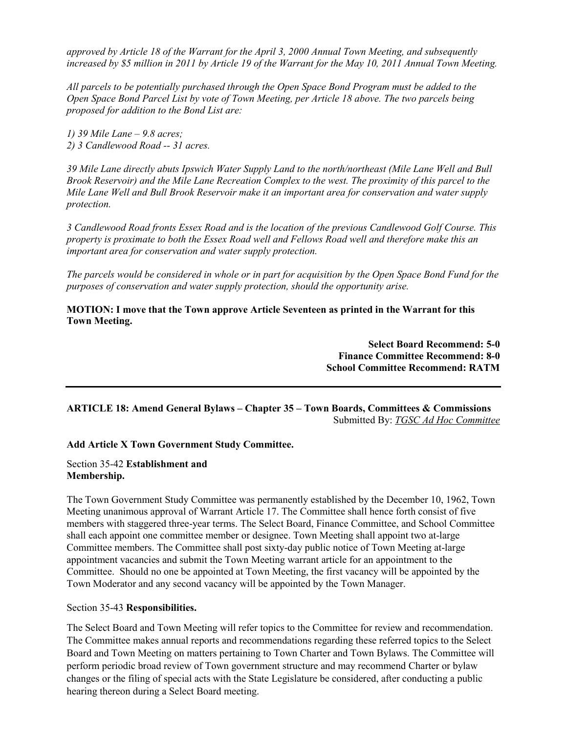*approved by Article 18 of the Warrant for the April 3, 2000 Annual Town Meeting, and subsequently increased by $5 million in 2011 by Article 19 of the Warrant for the May 10, 2011 Annual Town Meeting.*

*All parcels to be potentially purchased through the Open Space Bond Program must be added to the Open Space Bond Parcel List by vote of Town Meeting, per Article 18 above. The two parcels being proposed for addition to the Bond List are:*

*1) 39 Mile Lane – 9.8 acres;*
*2) 3 Candlewood Road -- 31 acres.*

*39 Mile Lane directly abuts Ipswich Water Supply Land to the north/northeast (Mile Lane Well and Bull Brook Reservoir) and the Mile Lane Recreation Complex to the west. The proximity of this parcel to the Mile Lane Well and Bull Brook Reservoir make it an important area for conservation and water supply protection.*

*3 Candlewood Road fronts Essex Road and is the location of the previous Candlewood Golf Course. This property is proximate to both the Essex Road well and Fellows Road well and therefore make this an important area for conservation and water supply protection.*

*The parcels would be considered in whole or in part for acquisition by the Open Space Bond Fund for the purposes of conservation and water supply protection, should the opportunity arise.*

**MOTION: I move that the Town approve Article Seventeen as printed in the Warrant for this Town Meeting.**

**Select Board Recommend: 5-0**
**Finance Committee Recommend: 8-0**
**School Committee Recommend: RATM**

---

**ARTICLE 18: Amend General Bylaws – Chapter 35 – Town Boards, Committees & Commissions**
Submitted By: *TGSC Ad Hoc Committee*

**Add Article X Town Government Study Committee.**

Section 35-42 **Establishment and Membership.**

The Town Government Study Committee was permanently established by the December 10, 1962, Town Meeting unanimous approval of Warrant Article 17. The Committee shall hence forth consist of five members with staggered three-year terms. The Select Board, Finance Committee, and School Committee shall each appoint one committee member or designee. Town Meeting shall appoint two at-large Committee members. The Committee shall post sixty-day public notice of Town Meeting at-large appointment vacancies and submit the Town Meeting warrant article for an appointment to the Committee. Should no one be appointed at Town Meeting, the first vacancy will be appointed by the Town Moderator and any second vacancy will be appointed by the Town Manager.

Section 35-43 **Responsibilities.**

The Select Board and Town Meeting will refer topics to the Committee for review and recommendation. The Committee makes annual reports and recommendations regarding these referred topics to the Select Board and Town Meeting on matters pertaining to Town Charter and Town Bylaws. The Committee will perform periodic broad review of Town government structure and may recommend Charter or bylaw changes or the filing of special acts with the State Legislature be considered, after conducting a public hearing thereon during a Select Board meeting.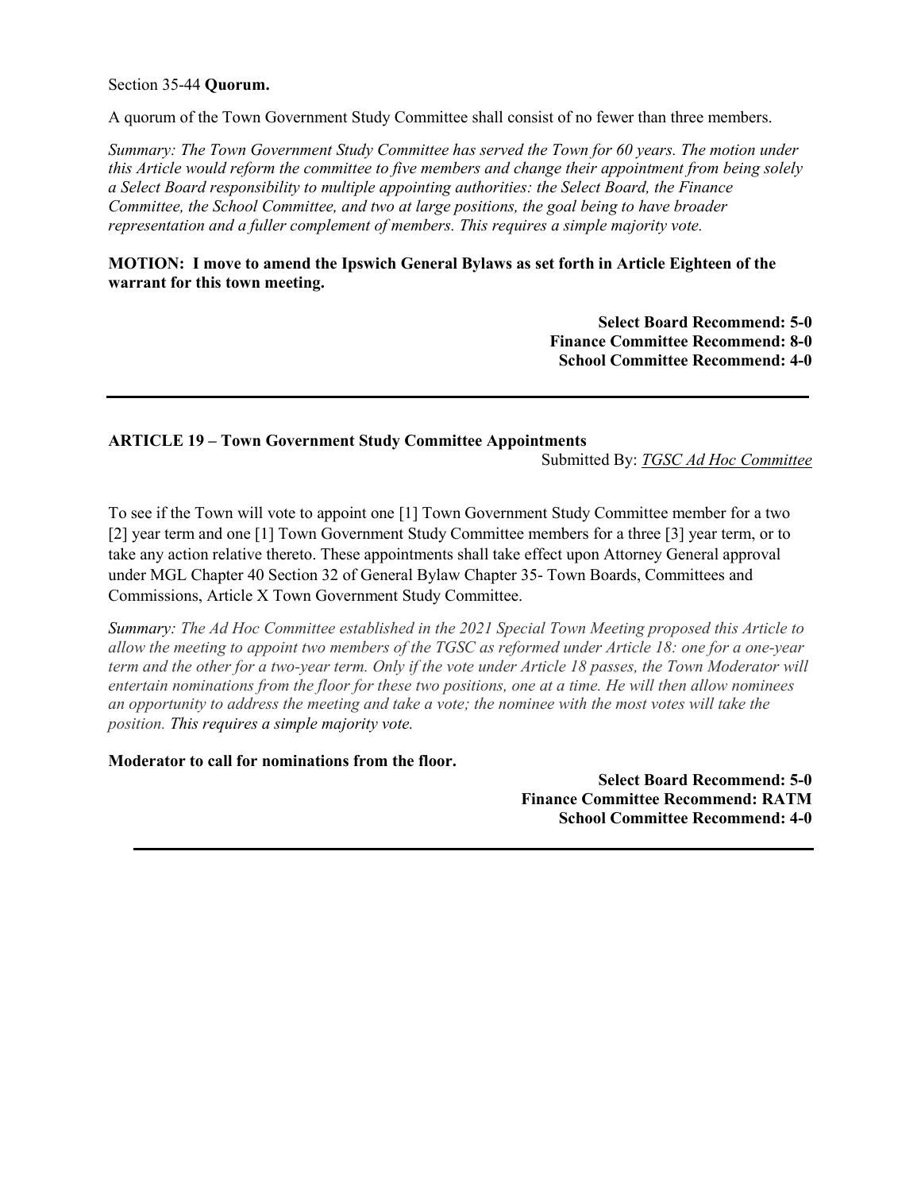Section 35-44 **Quorum.**

A quorum of the Town Government Study Committee shall consist of no fewer than three members.

*Summary: The Town Government Study Committee has served the Town for 60 years. The motion under this Article would reform the committee to five members and change their appointment from being solely a Select Board responsibility to multiple appointing authorities: the Select Board, the Finance Committee, the School Committee, and two at large positions, the goal being to have broader representation and a fuller complement of members. This requires a simple majority vote.*

**MOTION: I move to amend the Ipswich General Bylaws as set forth in Article Eighteen of the warrant for this town meeting.**

**Select Board Recommend: 5-0**
**Finance Committee Recommend: 8-0**
**School Committee Recommend: 4-0**

---

**ARTICLE 19 – Town Government Study Committee Appointments**

Submitted By: *TGSC Ad Hoc Committee*

To see if the Town will vote to appoint one [1] Town Government Study Committee member for a two [2] year term and one [1] Town Government Study Committee members for a three [3] year term, or to take any action relative thereto. These appointments shall take effect upon Attorney General approval under MGL Chapter 40 Section 32 of General Bylaw Chapter 35- Town Boards, Committees and Commissions, Article X Town Government Study Committee.

*Summary: The Ad Hoc Committee established in the 2021 Special Town Meeting proposed this Article to allow the meeting to appoint two members of the TGSC as reformed under Article 18: one for a one-year term and the other for a two-year term. Only if the vote under Article 18 passes, the Town Moderator will entertain nominations from the floor for these two positions, one at a time. He will then allow nominees an opportunity to address the meeting and take a vote; the nominee with the most votes will take the position.* This requires a simple majority vote.

**Moderator to call for nominations from the floor.**

**Select Board Recommend: 5-0**
**Finance Committee Recommend: RATM**
**School Committee Recommend: 4-0**

---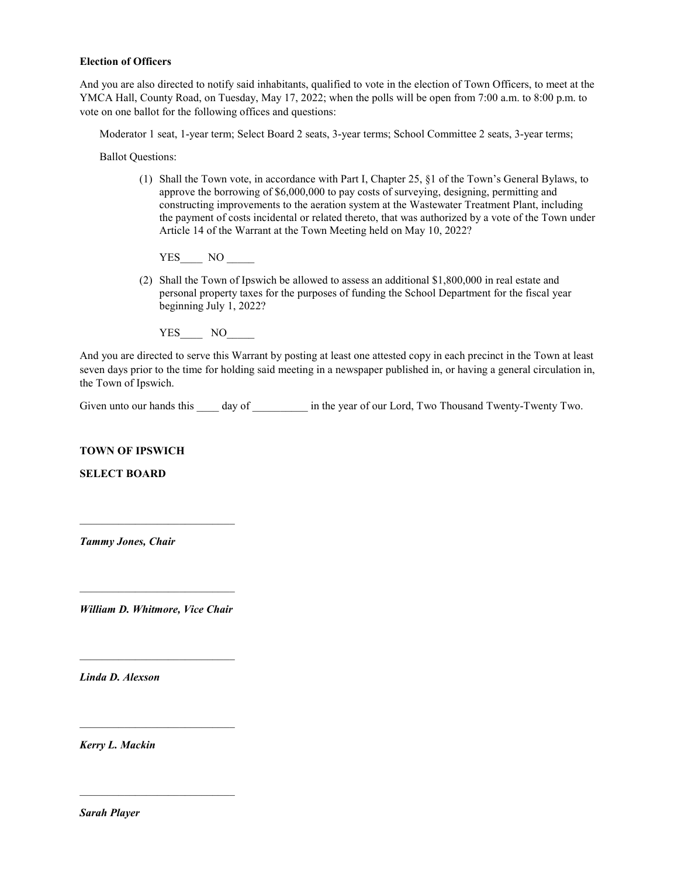**Election of Officers**

And you are also directed to notify said inhabitants, qualified to vote in the election of Town Officers, to meet at the YMCA Hall, County Road, on Tuesday, May 17, 2022; when the polls will be open from 7:00 a.m. to 8:00 p.m. to vote on one ballot for the following offices and questions:

Moderator 1 seat, 1-year term; Select Board 2 seats, 3-year terms; School Committee 2 seats, 3-year terms;

Ballot Questions:

(1) Shall the Town vote, in accordance with Part I, Chapter 25, §1 of the Town's General Bylaws, to approve the borrowing of $6,000,000 to pay costs of surveying, designing, permitting and constructing improvements to the aeration system at the Wastewater Treatment Plant, including the payment of costs incidental or related thereto, that was authorized by a vote of the Town under Article 14 of the Warrant at the Town Meeting held on May 10, 2022?

YES____ NO _____

(2) Shall the Town of Ipswich be allowed to assess an additional $1,800,000 in real estate and personal property taxes for the purposes of funding the School Department for the fiscal year beginning July 1, 2022?

YES____ NO_____

And you are directed to serve this Warrant by posting at least one attested copy in each precinct in the Town at least seven days prior to the time for holding said meeting in a newspaper published in, or having a general circulation in, the Town of Ipswich.

Given unto our hands this ____ day of __________ in the year of our Lord, Two Thousand Twenty-Twenty Two.

**TOWN OF IPSWICH**

**SELECT BOARD**

____________________________

***Tammy Jones, Chair***

____________________________

***William D. Whitmore, Vice Chair***

____________________________

***Linda D. Alexson***

____________________________

***Kerry L. Mackin***

____________________________

***Sarah Player***